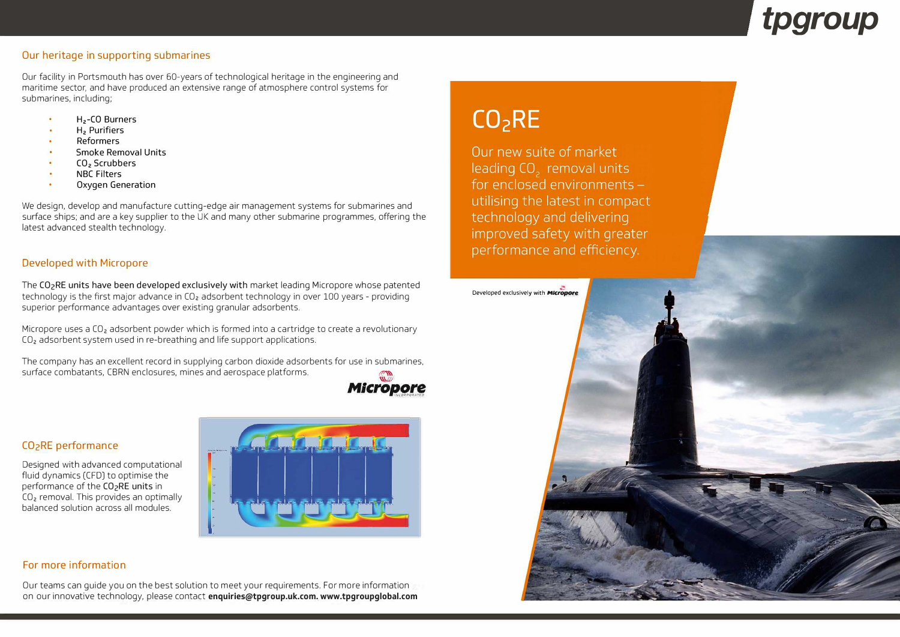tpgroup

## Our heritage in supporting submarines

Our facility in Portsmouth has over 60-years of technological heritage in the engineering and maritime sector, and have produced an extensive range of atmosphere control systems for submarines, including;

- $H_2$-CO Burners
- $H_2$ Purifiers
- Reformers
- Smoke Removal Units
- $CO_2$ Scrubbers
- NBC Filters
- Oxygen Generation

We design, develop and manufacture cutting-edge air management systems for submarines and surface ships; and are a key supplier to the UK and many other submarine programmes, offering the latest advanced stealth technology.

## Developed with Micropore

The **$CO_2$RE units have been developed exclusively with** market leading Micropore whose patented technology is the first major advance in $CO_2$ adsorbent technology in over 100 years - providing superior performance advantages over existing granular adsorbents.

Micropore uses a $CO_2$ adsorbent powder which is formed into a cartridge to create a revolutionary $CO_2$ adsorbent system used in re-breathing and life support applications.

The company has an excellent record in supplying carbon dioxide adsorbents for use in submarines, surface combatants, CBRN enclosures, mines and aerospace platforms.

Micropore INCORPORATED

## $CO_2$RE performance

Designed with advanced computational fluid dynamics (CFD) to optimise the performance of the $CO_2$RE units in $CO_2$ removal. This provides an optimally balanced solution across all modules.

## For more information

Our teams can guide you on the best solution to meet your requirements. For more information on our innovative technology, please contact **enquiries@tpgroup.uk.com. www.tpgroupglobal.com**

# $CO_2$RE

Our new suite of market leading $CO_2$ removal units for enclosed environments – utilising the latest in compact technology and delivering improved safety with greater performance and efficiency.

Developed exclusively with Micropore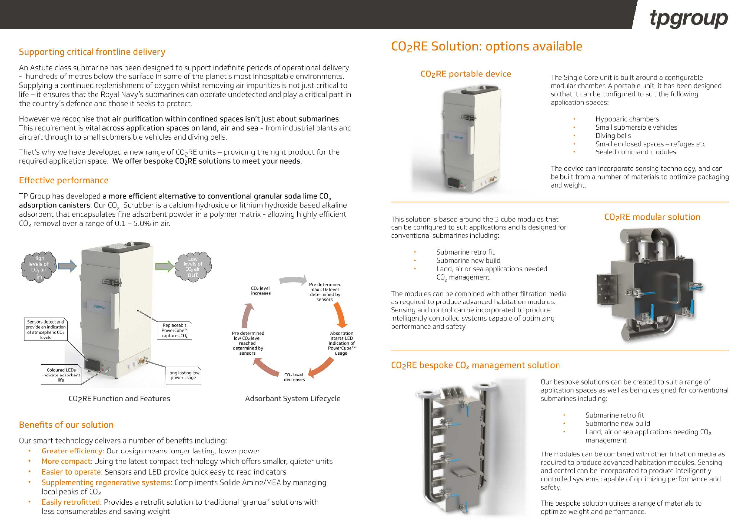## Supporting critical frontline delivery

An Astute class submarine has been designed to support indefinite periods of operational delivery - hundreds of metres below the surface in some of the planet's most inhospitable environments. Supplying a continued replenishment of oxygen whilst removing air impurities is not just critical to life – it ensures that the Royal Navy's submarines can operate undetected and play a critical part in the country's defence and those it seeks to protect.

However we recognise that **air purification within confined spaces isn't just about submarines**. This requirement is **vital across application spaces on land, air and sea** - from industrial plants and aircraft through to small submersible vehicles and diving bells.

That's why we have developed a new range of $CO_2$RE units – providing the right product for the required application space. **We offer bespoke $CO_2$RE solutions to meet your needs.**

## Effective performance

TP Group has developed **a more efficient alternative to conventional granular soda lime $CO_2$ adsorption canisters**. Our $CO_2$ Scrubber is a calcium hydroxide or lithium hydroxide based alkaline adsorbent that encapsulates fine adsorbent powder in a polymer matrix - allowing highly efficient $CO_2$ removal over a range of 0.1 – 5.0% in air.

High levels of $CO_2$ air in

Low levels of $CO_2$ air out

Sensors detect and provide an indication of atmospheric $CO_2$ levels

Replaceable PowerCube™ captures $CO_2$

Coloured LEDs indicate adsorbent life

Long lasting low power usage

$CO_2$RE Function and Features

$CO_2$ level increases

Pre determined max $CO_2$ level determined by sensors

Absorption starts LED indication of PowerCube™ usage

$CO_2$ level decreases

Pre determined low $CO_2$ level reached determined by sensors

Adsorbant System Lifecycle

## Benefits of our solution

Our smart technology delivers a number of benefits including:

- **Greater efficiency**: Our design means longer lasting, lower power
- **More compact**: Using the latest compact technology which offers smaller, quieter units
- **Easier to operate**: Sensors and LED provide quick easy to read indicators
- **Supplementing regenerative systems**: Compliments Solide Amine/MEA by managing local peaks of $CO_2$
- **Easily retrofitted**: Provides a retrofit solution to traditional 'granual' solutions with less consumerables and saving weight

## $CO_2$RE Solution: options available

### $CO_2$RE portable device

The Single Core unit is built around a configurable modular chamber. A portable unit, it has been designed so that it can be configured to suit the following application spaces:

- Hypobaric chambers
- Small submersible vehicles
- Diving bells
- Small enclosed spaces – refuges etc.
- Sealed command modules

The device can incorporate sensing technology, and can be built from a number of materials to optimize packaging and weight.

### $CO_2$RE modular solution

This solution is based around the 3 cube modules that can be configured to suit applications and is designed for conventional submarines including:

- Submarine retro fit
- Submarine new build
- Land, air or sea applications needed $CO_2$ management

The modules can be combined with other filtration media as required to produce advanced habitation modules. Sensing and control can be incorporated to produce intelligently controlled systems capable of optimizing performance and safety.

### $CO_2$RE bespoke $CO_2$ management solution

Our bespoke solutions can be created to suit a range of application spaces as well as being designed for conventional submarines including:

- Submarine retro fit
- Submarine new build
- Land, air or sea applications needing $CO_2$ management

The modules can be combined with other filtration media as required to produce advanced habitation modules. Sensing and control can be incorporated to produce intelligently controlled systems capable of optimizing performance and safety.

This bespoke solution utilises a range of materials to optimize weight and performance.